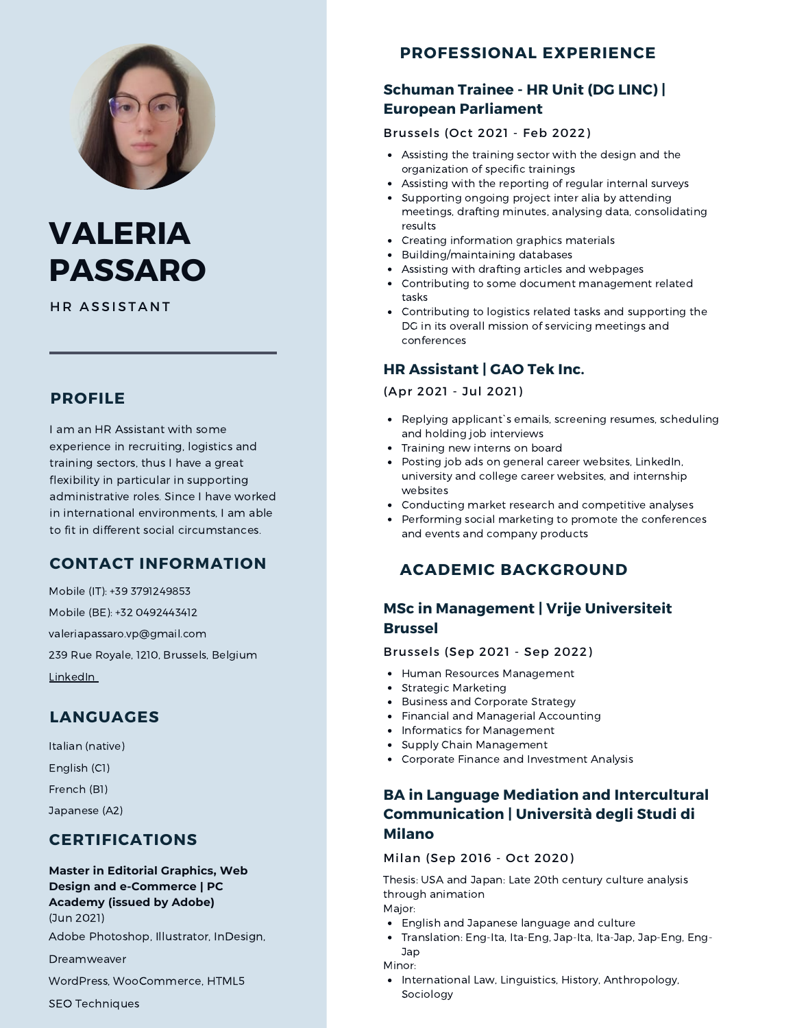# VALERIA PASSARO

HR ASSISTANT

## PROFILE

I am an HR Assistant with some experience in recruiting, logistics and training sectors, thus I have a great flexibility in particular in supporting administrative roles. Since I have worked in international environments, I am able to fit in different social circumstances.

## CONTACT INFORMATION

Mobile (IT): +39 3791249853

Mobile (BE): +32 0492443412

valeriapassaro.vp@gmail.com

239 Rue Royale, 1210, Brussels, Belgium

LinkedIn

## LANGUAGES

Italian (native)

English (C1)

French (B1)

Japanese (A2)

## CERTIFICATIONS

**Master in Editorial Graphics, Web Design and e-Commerce | PC Academy (issued by Adobe)**
(Jun 2021)

Adobe Photoshop, Illustrator, InDesign, Dreamweaver

WordPress, WooCommerce, HTML5

SEO Techniques

## PROFESSIONAL EXPERIENCE

### Schuman Trainee - HR Unit (DG LINC) | European Parliament

Brussels (Oct 2021 - Feb 2022)

- Assisting the training sector with the design and the organization of specific trainings
- Assisting with the reporting of regular internal surveys
- Supporting ongoing project inter alia by attending meetings, drafting minutes, analysing data, consolidating results
- Creating information graphics materials
- Building/maintaining databases
- Assisting with drafting articles and webpages
- Contributing to some document management related tasks
- Contributing to logistics related tasks and supporting the DG in its overall mission of servicing meetings and conferences

### HR Assistant | GAO Tek Inc.

(Apr 2021 - Jul 2021)

- Replying applicant`s emails, screening resumes, scheduling and holding job interviews
- Training new interns on board
- Posting job ads on general career websites, LinkedIn, university and college career websites, and internship websites
- Conducting market research and competitive analyses
- Performing social marketing to promote the conferences and events and company products

## ACADEMIC BACKGROUND

### MSc in Management | Vrije Universiteit Brussel

Brussels (Sep 2021 - Sep 2022)

- Human Resources Management
- Strategic Marketing
- Business and Corporate Strategy
- Financial and Managerial Accounting
- Informatics for Management
- Supply Chain Management
- Corporate Finance and Investment Analysis

### BA in Language Mediation and Intercultural Communication | Università degli Studi di Milano

Milan (Sep 2016 - Oct 2020)

Thesis: USA and Japan: Late 20th century culture analysis through animation

Major:

- English and Japanese language and culture
- Translation: Eng-Ita, Ita-Eng, Jap-Ita, Ita-Jap, Jap-Eng, Eng-Jap

Minor:

- International Law, Linguistics, History, Anthropology, Sociology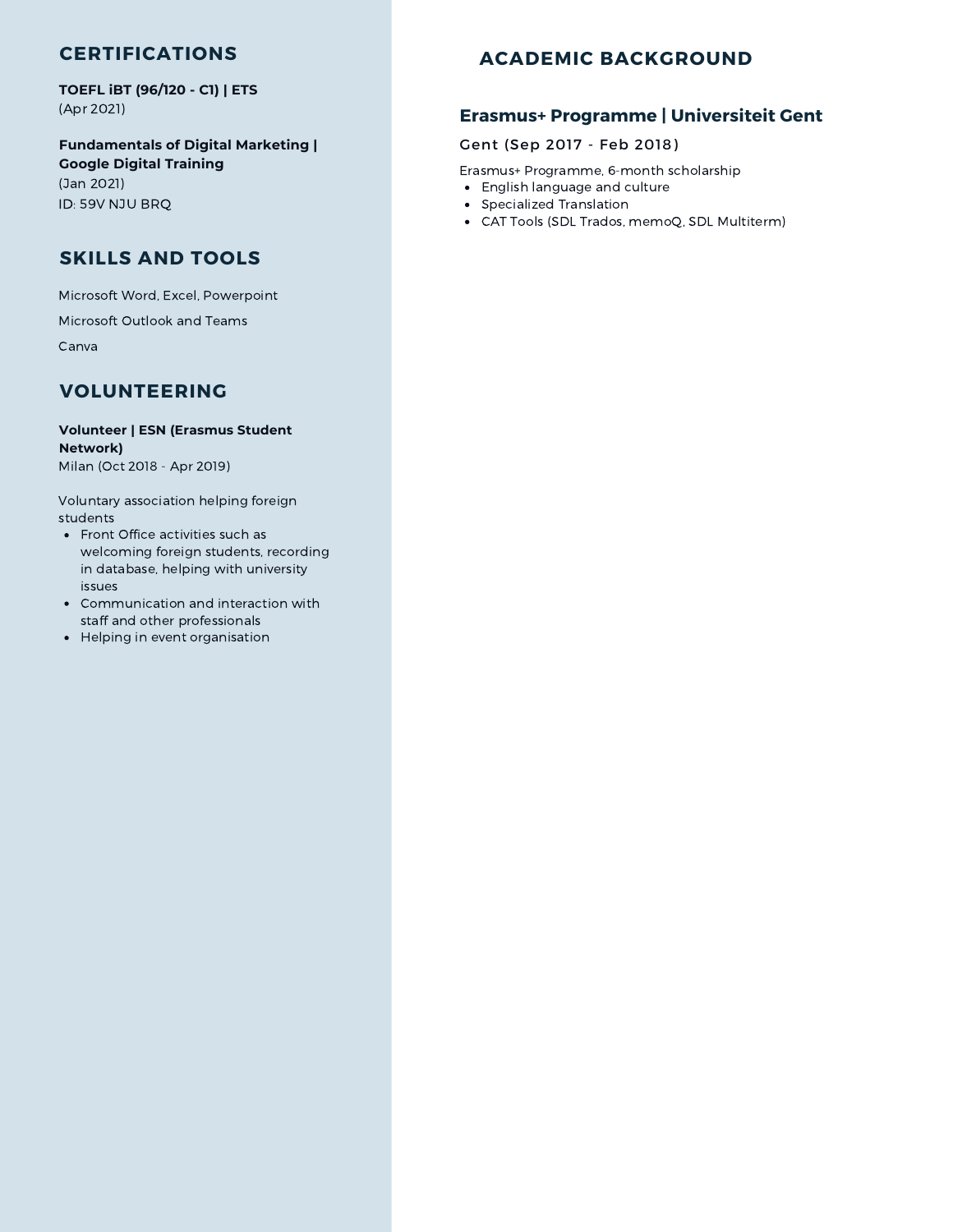## CERTIFICATIONS

**TOEFL iBT (96/120 - C1) | ETS**
(Apr 2021)

**Fundamentals of Digital Marketing | Google Digital Training**
(Jan 2021)
ID: 59V NJU BRQ

## SKILLS AND TOOLS

Microsoft Word, Excel, Powerpoint

Microsoft Outlook and Teams

Canva

## VOLUNTEERING

**Volunteer | ESN (Erasmus Student Network)**
Milan (Oct 2018 - Apr 2019)

Voluntary association helping foreign students

- Front Office activities such as welcoming foreign students, recording in database, helping with university issues
- Communication and interaction with staff and other professionals
- Helping in event organisation

## ACADEMIC BACKGROUND

### Erasmus+ Programme | Universiteit Gent

Gent (Sep 2017 - Feb 2018)

Erasmus+ Programme, 6-month scholarship

- English language and culture
- Specialized Translation
- CAT Tools (SDL Trados, memoQ, SDL Multiterm)